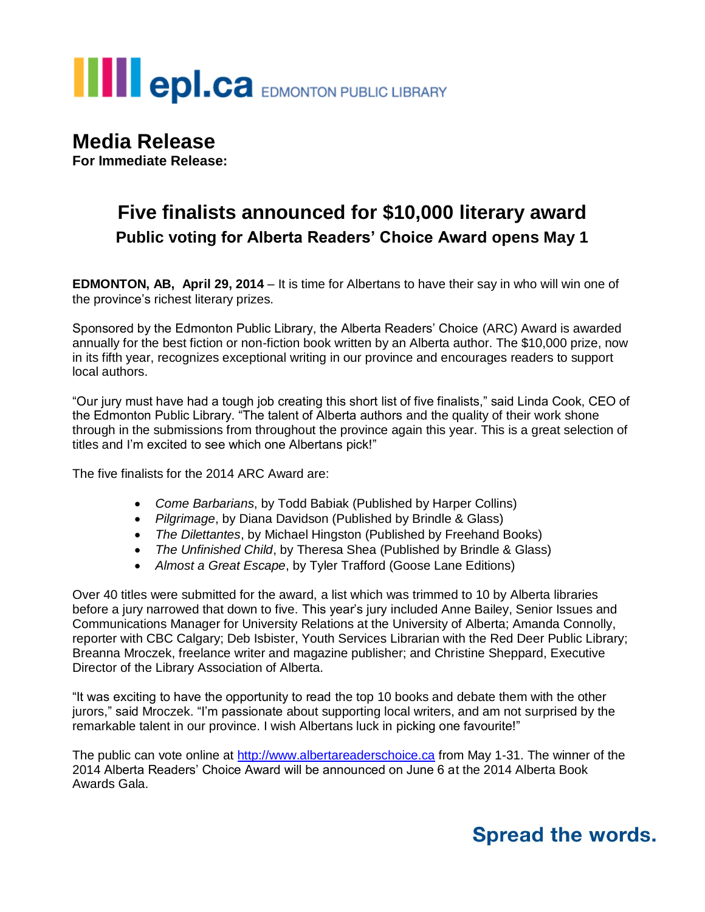epl.ca EDMONTON PUBLIC LIBRARY

# Media Release

**For Immediate Release:**

## Five finalists announced for $10,000 literary award

### Public voting for Alberta Readers' Choice Award opens May 1

**EDMONTON, AB, April 29, 2014** – It is time for Albertans to have their say in who will win one of the province's richest literary prizes.

Sponsored by the Edmonton Public Library, the Alberta Readers' Choice (ARC) Award is awarded annually for the best fiction or non-fiction book written by an Alberta author. The $10,000 prize, now in its fifth year, recognizes exceptional writing in our province and encourages readers to support local authors.

"Our jury must have had a tough job creating this short list of five finalists," said Linda Cook, CEO of the Edmonton Public Library. "The talent of Alberta authors and the quality of their work shone through in the submissions from throughout the province again this year. This is a great selection of titles and I'm excited to see which one Albertans pick!"

The five finalists for the 2014 ARC Award are:

- *Come Barbarians*, by Todd Babiak (Published by Harper Collins)
- *Pilgrimage*, by Diana Davidson (Published by Brindle & Glass)
- *The Dilettantes*, by Michael Hingston (Published by Freehand Books)
- *The Unfinished Child*, by Theresa Shea (Published by Brindle & Glass)
- *Almost a Great Escape*, by Tyler Trafford (Goose Lane Editions)

Over 40 titles were submitted for the award, a list which was trimmed to 10 by Alberta libraries before a jury narrowed that down to five. This year's jury included Anne Bailey, Senior Issues and Communications Manager for University Relations at the University of Alberta; Amanda Connolly, reporter with CBC Calgary; Deb Isbister, Youth Services Librarian with the Red Deer Public Library; Breanna Mroczek, freelance writer and magazine publisher; and Christine Sheppard, Executive Director of the Library Association of Alberta.

"It was exciting to have the opportunity to read the top 10 books and debate them with the other jurors," said Mroczek. "I'm passionate about supporting local writers, and am not surprised by the remarkable talent in our province. I wish Albertans luck in picking one favourite!"

The public can vote online at http://www.albertareaderschoice.ca from May 1-31. The winner of the 2014 Alberta Readers' Choice Award will be announced on June 6 at the 2014 Alberta Book Awards Gala.

**Spread the words.**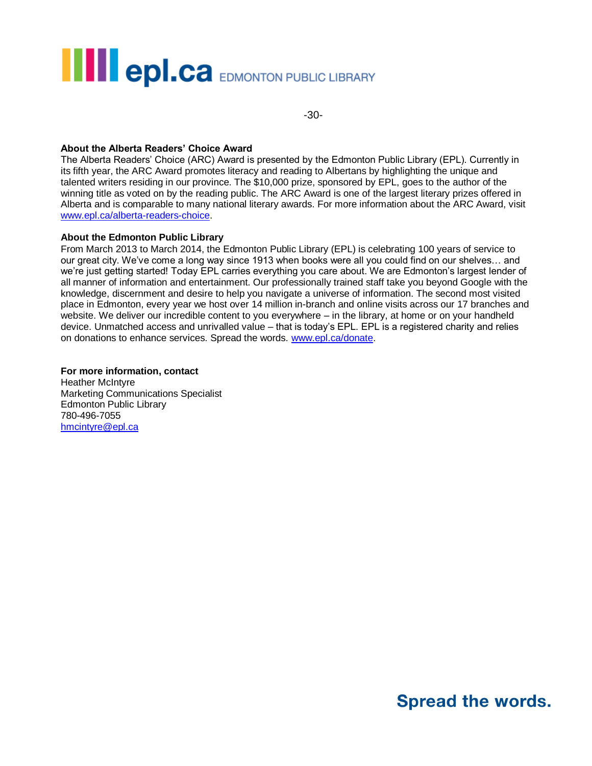-30-

**About the Alberta Readers' Choice Award**

The Alberta Readers' Choice (ARC) Award is presented by the Edmonton Public Library (EPL). Currently in its fifth year, the ARC Award promotes literacy and reading to Albertans by highlighting the unique and talented writers residing in our province. The $10,000 prize, sponsored by EPL, goes to the author of the winning title as voted on by the reading public. The ARC Award is one of the largest literary prizes offered in Alberta and is comparable to many national literary awards. For more information about the ARC Award, visit www.epl.ca/alberta-readers-choice.

**About the Edmonton Public Library**

From March 2013 to March 2014, the Edmonton Public Library (EPL) is celebrating 100 years of service to our great city. We've come a long way since 1913 when books were all you could find on our shelves… and we're just getting started! Today EPL carries everything you care about. We are Edmonton's largest lender of all manner of information and entertainment. Our professionally trained staff take you beyond Google with the knowledge, discernment and desire to help you navigate a universe of information. The second most visited place in Edmonton, every year we host over 14 million in-branch and online visits across our 17 branches and website. We deliver our incredible content to you everywhere – in the library, at home or on your handheld device. Unmatched access and unrivalled value – that is today's EPL. EPL is a registered charity and relies on donations to enhance services. Spread the words. www.epl.ca/donate.

**For more information, contact**

Heather McIntyre
Marketing Communications Specialist
Edmonton Public Library
780-496-7055
hmcintyre@epl.ca

**Spread the words.**